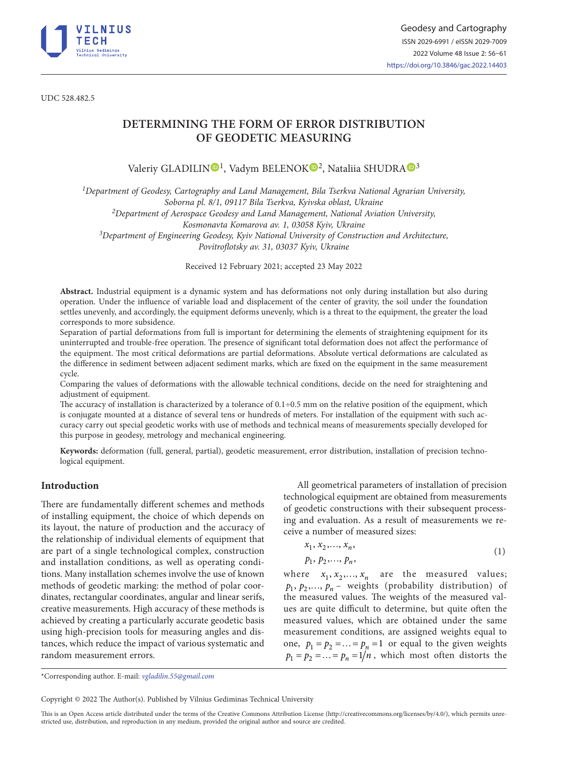UDC 528.482.5

# DETERMINING THE FORM OF ERROR DISTRIBUTION OF GEODETIC MEASURING

Valeriy GLADILIN[1], Vadym BELENOK[2], Nataliia SHUDRA[3]

[1]*Department of Geodesy, Cartography and Land Management, Bila Tserkva National Agrarian University, Soborna pl. 8/1, 09117 Bila Tserkva, Kyivska oblast, Ukraine*
[2]*Department of Aerospace Geodesy and Land Management, National Aviation University, Kosmonavta Komarova av. 1, 03058 Kyiv, Ukraine*
[3]*Department of Engineering Geodesy, Kyiv National University of Construction and Architecture, Povitroflotsky av. 31, 03037 Kyiv, Ukraine*

Received 12 February 2021; accepted 23 May 2022

**Abstract.** Industrial equipment is a dynamic system and has deformations not only during installation but also during operation. Under the influence of variable load and displacement of the center of gravity, the soil under the foundation settles unevenly, and accordingly, the equipment deforms unevenly, which is a threat to the equipment, the greater the load corresponds to more subsidence.

Separation of partial deformations from full is important for determining the elements of straightening equipment for its uninterrupted and trouble-free operation. The presence of significant total deformation does not affect the performance of the equipment. The most critical deformations are partial deformations. Absolute vertical deformations are calculated as the difference in sediment between adjacent sediment marks, which are fixed on the equipment in the same measurement cycle.

Comparing the values of deformations with the allowable technical conditions, decide on the need for straightening and adjustment of equipment.

The accuracy of installation is characterized by a tolerance of 0.1÷0.5 mm on the relative position of the equipment, which is conjugate mounted at a distance of several tens or hundreds of meters. For installation of the equipment with such accuracy carry out special geodetic works with use of methods and technical means of measurements specially developed for this purpose in geodesy, metrology and mechanical engineering.

**Keywords:** deformation (full, general, partial), geodetic measurement, error distribution, installation of precision technological equipment.

## Introduction

There are fundamentally different schemes and methods of installing equipment, the choice of which depends on its layout, the nature of production and the accuracy of the relationship of individual elements of equipment that are part of a single technological complex, construction and installation conditions, as well as operating conditions. Many installation schemes involve the use of known methods of geodetic marking: the method of polar coordinates, rectangular coordinates, angular and linear serifs, creative measurements. High accuracy of these methods is achieved by creating a particularly accurate geodetic basis using high-precision tools for measuring angles and distances, which reduce the impact of various systematic and random measurement errors.

All geometrical parameters of installation of precision technological equipment are obtained from measurements of geodetic constructions with their subsequent processing and evaluation. As a result of measurements we receive a number of measured sizes:

$$x_1, x_2, \ldots, x_n, \\ p_1, p_2, \ldots, p_n, \tag{1}$$

where $x_1, x_2, \ldots, x_n$ are the measured values; $p_1, p_2, \ldots, p_n$ – weights (probability distribution) of the measured values. The weights of the measured values are quite difficult to determine, but quite often the measured values, which are obtained under the same measurement conditions, are assigned weights equal to one, $p_1 = p_2 = \ldots = p_n = 1$ or equal to the given weights $p_1 = p_2 = \ldots = p_n = 1/n$, which most often distorts the

*Corresponding author. E-mail: *vgladilin.55@gmail.com*

Copyright © 2022 The Author(s). Published by Vilnius Gediminas Technical University

This is an Open Access article distributed under the terms of the Creative Commons Attribution License (http://creativecommons.org/licenses/by/4.0/), which permits unrestricted use, distribution, and reproduction in any medium, provided the original author and source are credited.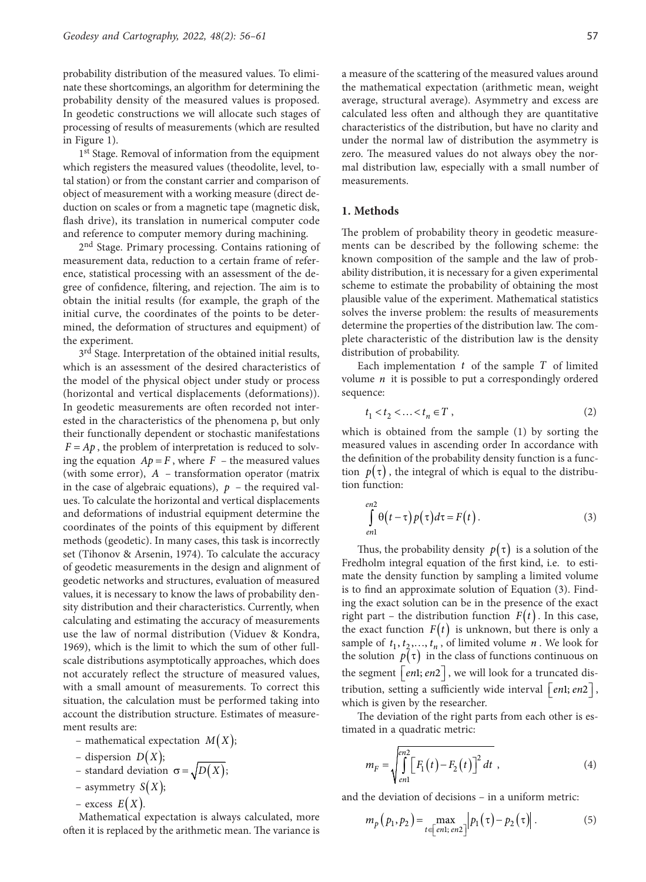probability distribution of the measured values. To eliminate these shortcomings, an algorithm for determining the probability density of the measured values is proposed. In geodetic constructions we will allocate such stages of processing of results of measurements (which are resulted in Figure 1).

1st Stage. Removal of information from the equipment which registers the measured values (theodolite, level, total station) or from the constant carrier and comparison of object of measurement with a working measure (direct deduction on scales or from a magnetic tape (magnetic disk, flash drive), its translation in numerical computer code and reference to computer memory during machining.

2nd Stage. Primary processing. Contains rationing of measurement data, reduction to a certain frame of reference, statistical processing with an assessment of the degree of confidence, filtering, and rejection. The aim is to obtain the initial results (for example, the graph of the initial curve, the coordinates of the points to be determined, the deformation of structures and equipment) of the experiment.

3rd Stage. Interpretation of the obtained initial results, which is an assessment of the desired characteristics of the model of the physical object under study or process (horizontal and vertical displacements (deformations)). In geodetic measurements are often recorded not interested in the characteristics of the phenomena p, but only their functionally dependent or stochastic manifestations $F = Ap$, the problem of interpretation is reduced to solving the equation $Ap = F$, where $F$ – the measured values (with some error), $A$ – transformation operator (matrix in the case of algebraic equations), $p$ – the required values. To calculate the horizontal and vertical displacements and deformations of industrial equipment determine the coordinates of the points of this equipment by different methods (geodetic). In many cases, this task is incorrectly set (Tihonov & Arsenin, 1974). To calculate the accuracy of geodetic measurements in the design and alignment of geodetic networks and structures, evaluation of measured values, it is necessary to know the laws of probability density distribution and their characteristics. Currently, when calculating and estimating the accuracy of measurements use the law of normal distribution (Viduev & Kondra, 1969), which is the limit to which the sum of other full-scale distributions asymptotically approaches, which does not accurately reflect the structure of measured values, with a small amount of measurements. To correct this situation, the calculation must be performed taking into account the distribution structure. Estimates of measurement results are:

- mathematical expectation $M(X)$;
- dispersion $D(X)$;
- standard deviation $\sigma = \sqrt{D(X)}$;
- asymmetry $S(X)$;
- excess $E(X)$.

Mathematical expectation is always calculated, more often it is replaced by the arithmetic mean. The variance is a measure of the scattering of the measured values around the mathematical expectation (arithmetic mean, weight average, structural average). Asymmetry and excess are calculated less often and although they are quantitative characteristics of the distribution, but have no clarity and under the normal law of distribution the asymmetry is zero. The measured values do not always obey the normal distribution law, especially with a small number of measurements.

## 1. Methods

The problem of probability theory in geodetic measurements can be described by the following scheme: the known composition of the sample and the law of probability distribution, it is necessary for a given experimental scheme to estimate the probability of obtaining the most plausible value of the experiment. Mathematical statistics solves the inverse problem: the results of measurements determine the properties of the distribution law. The complete characteristic of the distribution law is the density distribution of probability.

Each implementation $t$ of the sample $T$ of limited volume $n$ it is possible to put a correspondingly ordered sequence:

$$t_1 < t_2 < \ldots < t_n \in T\,, \tag{2}$$

which is obtained from the sample (1) by sorting the measured values in ascending order In accordance with the definition of the probability density function is a function $p(\tau)$, the integral of which is equal to the distribution function:

$$\int_{en1}^{en2} \theta(t-\tau)\,p(\tau)\,d\tau = F(t)\,. \tag{3}$$

Thus, the probability density $p(\tau)$ is a solution of the Fredholm integral equation of the first kind, i.e. to estimate the density function by sampling a limited volume is to find an approximate solution of Equation (3). Finding the exact solution can be in the presence of the exact right part – the distribution function $F(t)$. In this case, the exact function $F(t)$ is unknown, but there is only a sample of $t_1, t_2, \ldots, t_n$, of limited volume $n$. We look for the solution $p(\tau)$ in the class of functions continuous on the segment $\left[en1; en2\right]$, we will look for a truncated distribution, setting a sufficiently wide interval $\left[en1; en2\right]$, which is given by the researcher.

The deviation of the right parts from each other is estimated in a quadratic metric:

$$m_F = \sqrt{\int_{en1}^{en2} \left[F_1(t) - F_2(t)\right]^2 dt}\,, \tag{4}$$

and the deviation of decisions – in a uniform metric:

$$m_p\left(p_1, p_2\right) = \max_{t \in \left[en1;\, en2\right]} \left|p_1(\tau) - p_2(\tau)\right|. \tag{5}$$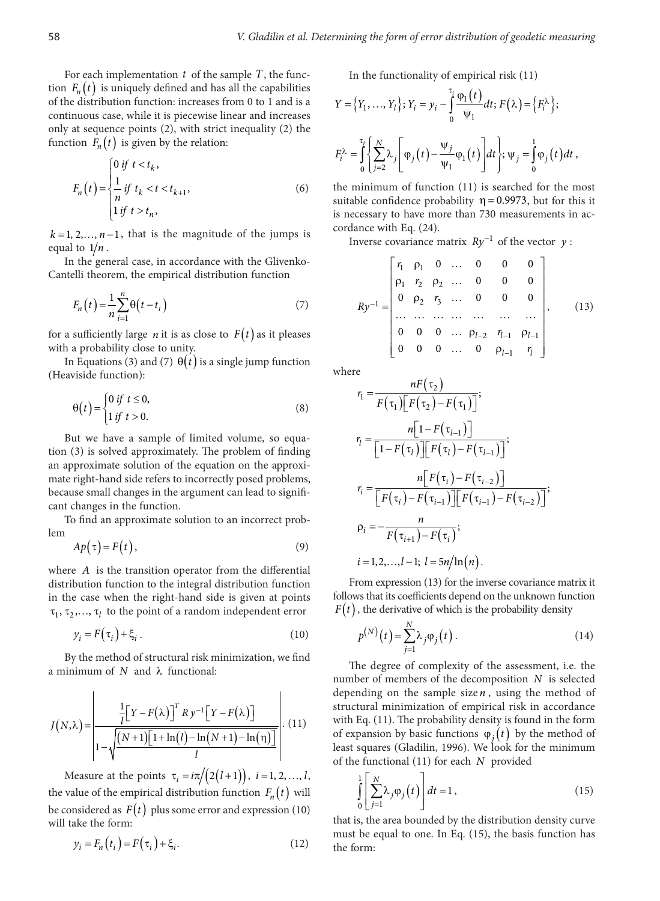For each implementation $t$ of the sample $T$, the function $F_n(t)$ is uniquely defined and has all the capabilities of the distribution function: increases from 0 to 1 and is a continuous case, while it is piecewise linear and increases only at sequence points (2), with strict inequality (2) the function $F_n(t)$ is given by the relation:

$$F_n(t) = \begin{cases} 0 \; if \; t < t_k, \\ \frac{1}{n} \; if \; t_k < t < t_{k+1}, \\ 1 \; if \; t > t_n, \end{cases} \tag{6}$$

$k = 1, 2, \ldots, n-1$, that is the magnitude of the jumps is equal to $1/n$.

In the general case, in accordance with the Glivenko-Cantelli theorem, the empirical distribution function

$$F_n(t) = \frac{1}{n}\sum_{i=1}^{n}\theta(t - t_i) \tag{7}$$

for a sufficiently large $n$ it is as close to $F(t)$ as it pleases with a probability close to unity.

In Equations (3) and (7) $\theta(t)$ is a single jump function (Heaviside function):

$$\theta(t) = \begin{cases} 0 \; if \; t \le 0, \\ 1 \; if \; t > 0. \end{cases} \tag{8}$$

But we have a sample of limited volume, so equation (3) is solved approximately. The problem of finding an approximate solution of the equation on the approximate right-hand side refers to incorrectly posed problems, because small changes in the argument can lead to significant changes in the function.

To find an approximate solution to an incorrect problem

$$Ap(\tau) = F(t), \tag{9}$$

where $A$ is the transition operator from the differential distribution function to the integral distribution function in the case when the right-hand side is given at points $\tau_1, \tau_2, \ldots, \tau_l$ to the point of a random independent error

$$y_i = F(\tau_i) + \xi_i. \tag{10}$$

By the method of structural risk minimization, we find a minimum of $N$ and $\lambda$ functional:

$$J(N,\lambda) = \left| \frac{\frac{1}{l}\left[Y - F(\lambda)\right]^T Ry^{-1}\left[Y - F(\lambda)\right]}{1 - \sqrt{\frac{(N+1)\left[1 + \ln(l) - \ln(N+1) - \ln(\eta)\right]}{l}}} \right|. \tag{11}$$

Measure at the points $\tau_i = i\pi/(2(l+1))$, $i = 1, 2, \ldots, l$, the value of the empirical distribution function $F_n(t)$ will be considered as $F(t)$ plus some error and expression (10) will take the form:

$$y_i = F_n(t_i) = F(\tau_i) + \xi_i. \tag{12}$$

In the functionality of empirical risk (11)

$$Y = \{Y_1, \ldots, Y_l\};\; Y_i = y_i - \int_0^{\tau_i} \frac{\varphi_1(t)}{\psi_1} dt;\; F(\lambda) = \{F_i^{\lambda}\};$$

$$F_i^{\lambda} = \int_0^{\tau_i} \left\{ \sum_{j=2}^{N} \lambda_j \left[ \varphi_j(t) - \frac{\psi_j}{\psi_1}\varphi_1(t) \right] dt \right\};\; \psi_j = \int_0^1 \varphi_j(t)\,dt,$$

the minimum of function (11) is searched for the most suitable confidence probability $\eta = 0.9973$, but for this it is necessary to have more than 730 measurements in accordance with Eq. (24).

Inverse covariance matrix $Ry^{-1}$ of the vector $y$:

$$Ry^{-1} = \begin{bmatrix} r_1 & \rho_1 & 0 & \ldots & 0 & 0 & 0 \\ \rho_1 & r_2 & \rho_2 & \ldots & 0 & 0 & 0 \\ 0 & \rho_2 & r_3 & \ldots & 0 & 0 & 0 \\ \ldots & \ldots & \ldots & \ldots & \ldots & \ldots & \ldots \\ 0 & 0 & 0 & \ldots & \rho_{l-2} & r_{l-1} & \rho_{l-1} \\ 0 & 0 & 0 & \ldots & 0 & \rho_{l-1} & r_l \end{bmatrix}, \tag{13}$$

where

$$r_1 = \frac{nF(\tau_2)}{F(\tau_1)\left[F(\tau_2) - F(\tau_1)\right]};$$

$$r_l = \frac{n\left[1 - F(\tau_{l-1})\right]}{\left[1 - F(\tau_l)\right]\left[F(\tau_l) - F(\tau_{l-1})\right]};$$

$$r_i = \frac{n\left[F(\tau_i) - F(\tau_{i-2})\right]}{\left[F(\tau_i) - F(\tau_{i-1})\right]\left[F(\tau_{i-1}) - F(\tau_{i-2})\right]};$$

$$\rho_i = -\frac{n}{F(\tau_{i+1}) - F(\tau_i)};$$

$$i = 1, 2, \ldots, l-1;\; l = 5n/\ln(n).$$

From expression (13) for the inverse covariance matrix it follows that its coefficients depend on the unknown function $F(t)$, the derivative of which is the probability density

$$p^{(N)}(t) = \sum_{j=1}^{N} \lambda_j \varphi_j(t). \tag{14}$$

The degree of complexity of the assessment, i.e. the number of members of the decomposition $N$ is selected depending on the sample size $n$, using the method of structural minimization of empirical risk in accordance with Eq. (11). The probability density is found in the form of expansion by basic functions $\varphi_j(t)$ by the method of least squares (Gladilin, 1996). We look for the minimum of the functional (11) for each $N$ provided

$$\int_0^1 \left[ \sum_{j=1}^{N} \lambda_j \varphi_j(t) \right] dt = 1, \tag{15}$$

that is, the area bounded by the distribution density curve must be equal to one. In Eq. (15), the basis function has the form: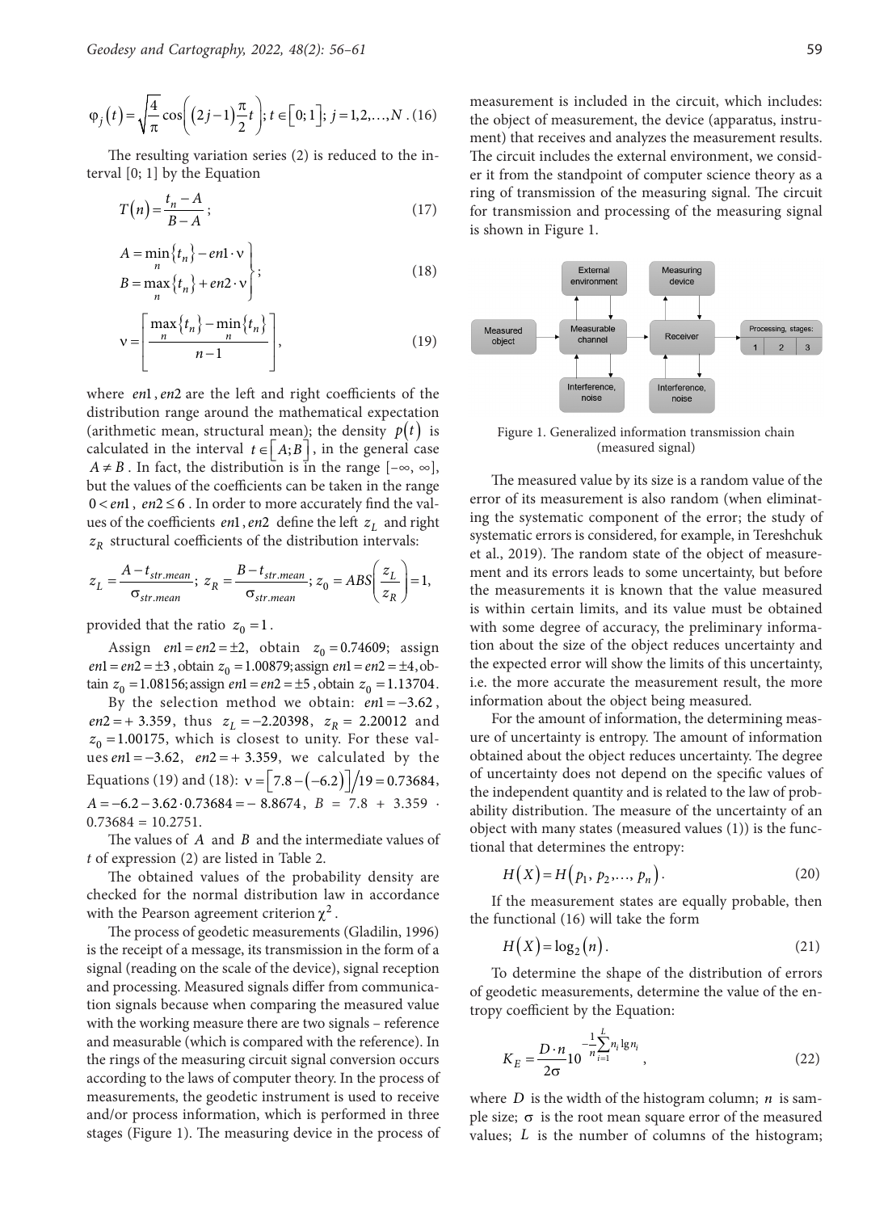$$\varphi_j(t)=\sqrt{\frac{4}{\pi}}\cos\left((2j-1)\frac{\pi}{2}t\right);\ t\in[0;1];\ j=1,2,\ldots,N\ .\ (16)$$

The resulting variation series (2) is reduced to the interval [0; 1] by the Equation

$$T(n)=\frac{t_n-A}{B-A}; \qquad (17)$$

$$\left.\begin{aligned}A&=\min_n\{t_n\}-en1\cdot\nu\\ B&=\max_n\{t_n\}+en2\cdot\nu\end{aligned}\right\}; \qquad (18)$$

$$\nu=\left[\frac{\max_n\{t_n\}-\min_n\{t_n\}}{n-1}\right], \qquad (19)$$

where $en1, en2$ are the left and right coefficients of the distribution range around the mathematical expectation (arithmetic mean, structural mean); the density $p(t)$ is calculated in the interval $t\in[A;B]$, in the general case $A\neq B$. In fact, the distribution is in the range $[-\infty, \infty]$, but the values of the coefficients can be taken in the range $0<en1,\ en2\le 6$. In order to more accurately find the values of the coefficients $en1, en2$ define the left $z_L$ and right $z_R$ structural coefficients of the distribution intervals:

$$z_L=\frac{A-t_{str.mean}}{\sigma_{str.mean}};\ z_R=\frac{B-t_{str.mean}}{\sigma_{str.mean}};\ z_0=ABS\left(\frac{z_L}{z_R}\right)=1,$$

provided that the ratio $z_0=1$.

Assign $en1=en2=\pm2$, obtain $z_0=0.74609$; assign $en1=en2=\pm3$, obtain $z_0=1.00879$; assign $en1=en2=\pm4$, obtain $z_0=1.08156$; assign $en1=en2=\pm5$, obtain $z_0=1.13704$.

By the selection method we obtain: $en1=-3.62$, $en2=+\ 3.359$, thus $z_L=-2.20398$, $z_R=2.20012$ and $z_0=1.00175$, which is closest to unity. For these values $en1=-3.62$, $en2=+\ 3.359$, we calculated by the Equations (19) and (18): $\nu=\left[7.8-(-6.2)\right]/19=0.73684$, $A=-6.2-3.62\cdot0.73684=-\ 8.8674$, $B=7.8+3.359\cdot 0.73684=10.2751$.

The values of $A$ and $B$ and the intermediate values of $t$ of expression (2) are listed in Table 2.

The obtained values of the probability density are checked for the normal distribution law in accordance with the Pearson agreement criterion $\chi^2$.

The process of geodetic measurements (Gladilin, 1996) is the receipt of a message, its transmission in the form of a signal (reading on the scale of the device), signal reception and processing. Measured signals differ from communication signals because when comparing the measured value with the working measure there are two signals – reference and measurable (which is compared with the reference). In the rings of the measuring circuit signal conversion occurs according to the laws of computer theory. In the process of measurements, the geodetic instrument is used to receive and/or process information, which is performed in three stages (Figure 1). The measuring device in the process of measurement is included in the circuit, which includes: the object of measurement, the device (apparatus, instrument) that receives and analyzes the measurement results. The circuit includes the external environment, we consider it from the standpoint of computer science theory as a ring of transmission of the measuring signal. The circuit for transmission and processing of the measuring signal is shown in Figure 1.

Figure 1. Generalized information transmission chain (measured signal)

The measured value by its size is a random value of the error of its measurement is also random (when eliminating the systematic component of the error; the study of systematic errors is considered, for example, in Tereshchuk et al., 2019). The random state of the object of measurement and its errors leads to some uncertainty, but before the measurements it is known that the value measured is within certain limits, and its value must be obtained with some degree of accuracy, the preliminary information about the size of the object reduces uncertainty and the expected error will show the limits of this uncertainty, i.e. the more accurate the measurement result, the more information about the object being measured.

For the amount of information, the determining measure of uncertainty is entropy. The amount of information obtained about the object reduces uncertainty. The degree of uncertainty does not depend on the specific values of the independent quantity and is related to the law of probability distribution. The measure of the uncertainty of an object with many states (measured values (1)) is the functional that determines the entropy:

$$H(X)=H(p_1,\ p_2,\ldots,\ p_n). \qquad (20)$$

If the measurement states are equally probable, then the functional (16) will take the form

$$H(X)=\log_2(n). \qquad (21)$$

To determine the shape of the distribution of errors of geodetic measurements, determine the value of the entropy coefficient by the Equation:

$$K_E=\frac{D\cdot n}{2\sigma}10^{-\frac{1}{n}\sum_{i=1}^{L}n_i\lg n_i}, \qquad (22)$$

where $D$ is the width of the histogram column; $n$ is sample size; $\sigma$ is the root mean square error of the measured values; $L$ is the number of columns of the histogram;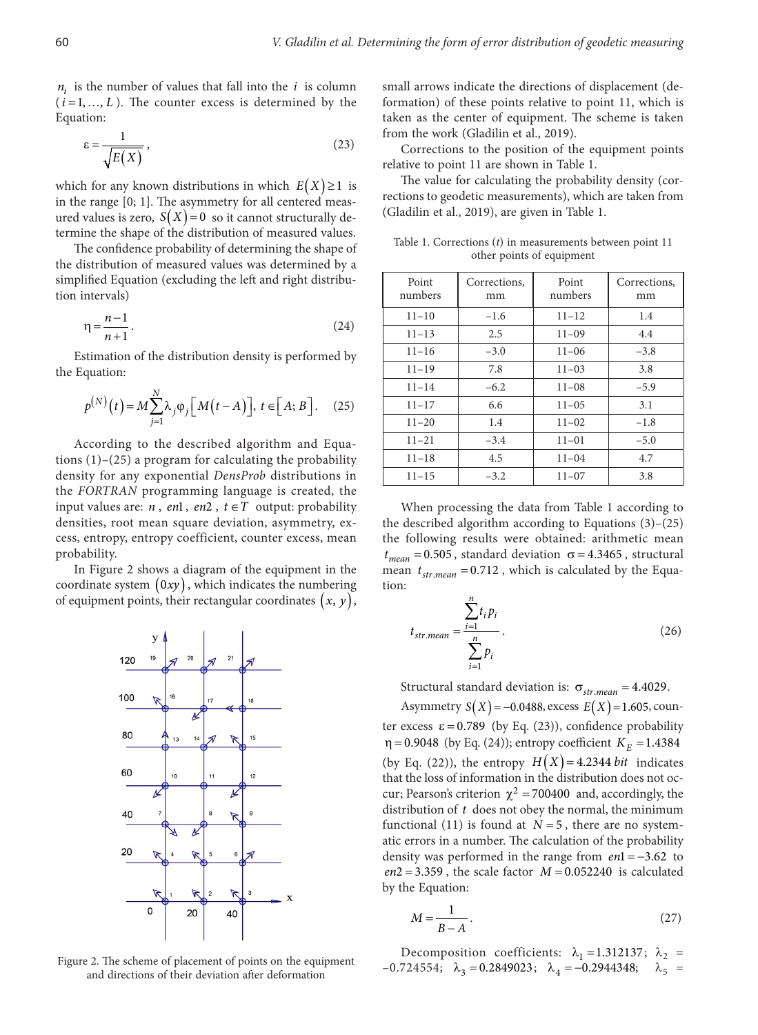$n_i$ is the number of values that fall into the $i$ is column ($i = 1, \ldots, L$). The counter excess is determined by the Equation:

$$\varepsilon = \frac{1}{\sqrt{E(X)}}, \quad (23)$$

which for any known distributions in which $E(X) \geq 1$ is in the range [0; 1]. The asymmetry for all centered measured values is zero, $S(X) = 0$ so it cannot structurally determine the shape of the distribution of measured values.

The confidence probability of determining the shape of the distribution of measured values was determined by a simplified Equation (excluding the left and right distribution intervals)

$$\eta = \frac{n-1}{n+1}. \quad (24)$$

Estimation of the distribution density is performed by the Equation:

$$p^{(N)}(t) = M \sum_{j=1}^{N} \lambda_j \varphi_j \left[ M(t - A) \right], \ t \in \left[ A; B \right]. \quad (25)$$

According to the described algorithm and Equations (1)–(25) a program for calculating the probability density for any exponential *DensProb* distributions in the *FORTRAN* programming language is created, the input values are: $n$, $en1$, $en2$, $t \in T$ output: probability densities, root mean square deviation, asymmetry, excess, entropy, entropy coefficient, counter excess, mean probability.

In Figure 2 shows a diagram of the equipment in the coordinate system $(0xy)$, which indicates the numbering of equipment points, their rectangular coordinates $(x, y)$, small arrows indicate the directions of displacement (deformation) of these points relative to point 11, which is taken as the center of equipment. The scheme is taken from the work (Gladilin et al., 2019).

Figure 2. The scheme of placement of points on the equipment and directions of their deviation after deformation

Corrections to the position of the equipment points relative to point 11 are shown in Table 1.

The value for calculating the probability density (corrections to geodetic measurements), which are taken from (Gladilin et al., 2019), are given in Table 1.

Table 1. Corrections ($t$) in measurements between point 11 other points of equipment

| Point numbers | Corrections, mm | Point numbers | Corrections, mm |
|---|---|---|---|
| 11–10 | –1.6 | 11–12 | 1.4 |
| 11–13 | 2.5 | 11–09 | 4.4 |
| 11–16 | –3.0 | 11–06 | –3.8 |
| 11–19 | 7.8 | 11–03 | 3.8 |
| 11–14 | –6.2 | 11–08 | –5.9 |
| 11–17 | 6.6 | 11–05 | 3.1 |
| 11–20 | 1.4 | 11–02 | –1.8 |
| 11–21 | –3.4 | 11–01 | –5.0 |
| 11–18 | 4.5 | 11–04 | 4.7 |
| 11–15 | –3.2 | 11–07 | 3.8 |

When processing the data from Table 1 according to the described algorithm according to Equations (3)–(25) the following results were obtained: arithmetic mean $t_{mean} = 0.505$, standard deviation $\sigma = 4.3465$, structural mean $t_{str.mean} = 0.712$, which is calculated by the Equation:

$$t_{str.mean} = \frac{\sum_{i=1}^{n} t_i p_i}{\sum_{i=1}^{n} p_i}. \quad (26)$$

Structural standard deviation is: $\sigma_{str.mean} = 4.4029$.

Asymmetry $S(X) = -0.0488$, excess $E(X) = 1.605$, counter excess $\varepsilon = 0.789$ (by Eq. (23)), confidence probability $\eta = 0.9048$ (by Eq. (24)); entropy coefficient $K_E = 1.4384$ (by Eq. (22)), the entropy $H(X) = 4.2344\ bit$ indicates that the loss of information in the distribution does not occur; Pearson's criterion $\chi^2 = 700400$ and, accordingly, the distribution of $t$ does not obey the normal, the minimum functional (11) is found at $N = 5$, there are no systematic errors in a number. The calculation of the probability density was performed in the range from $en1 = -3.62$ to $en2 = 3.359$, the scale factor $M = 0.052240$ is calculated by the Equation:

$$M = \frac{1}{B - A}. \quad (27)$$

Decomposition coefficients: $\lambda_1 = 1.312137$; $\lambda_2 = -0.724554$; $\lambda_3 = 0.2849023$; $\lambda_4 = -0.2944348$; $\lambda_5 =$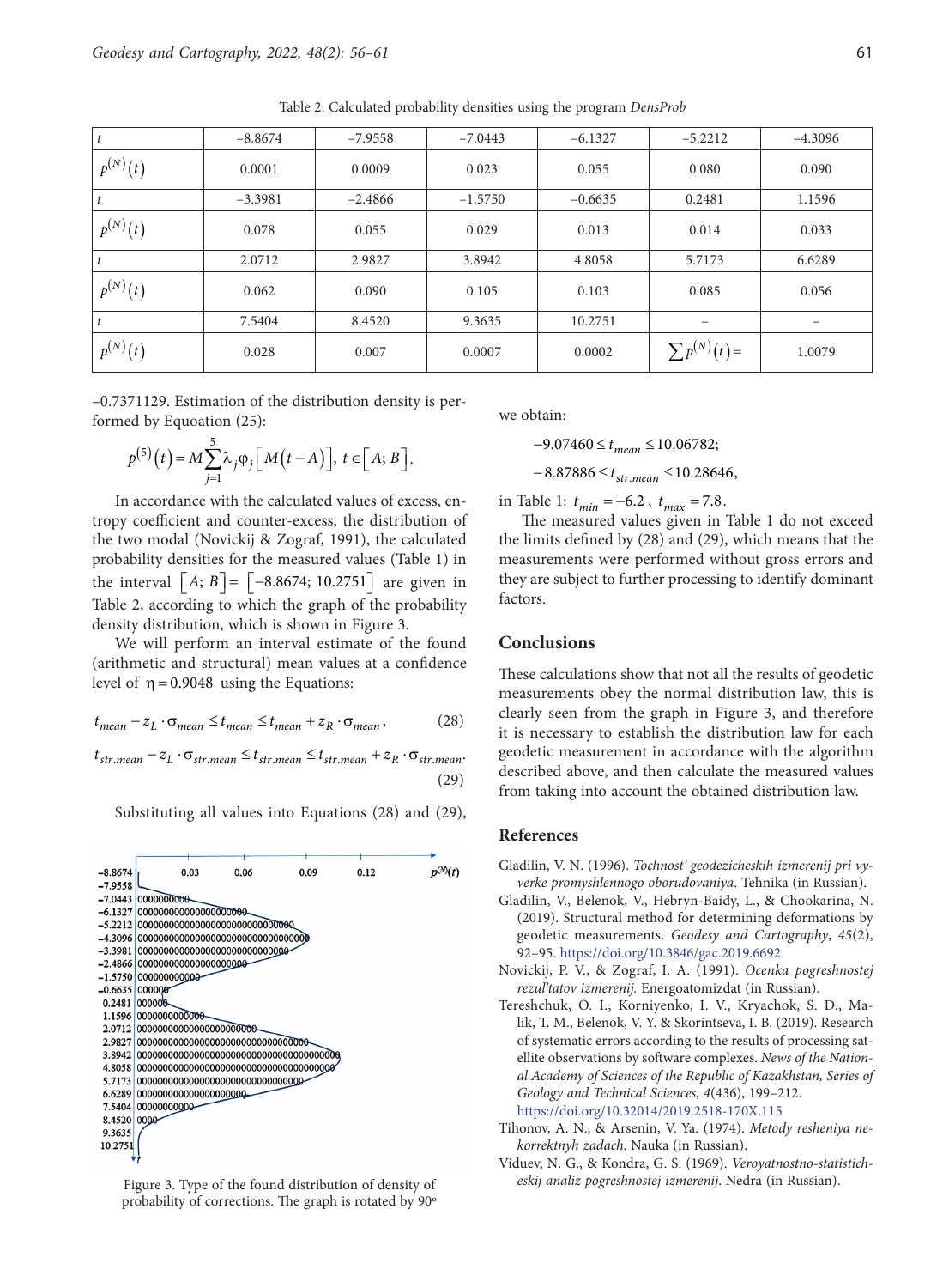Table 2. Calculated probability densities using the program *DensProb*

| | | | | | | |
|---|---|---|---|---|---|---|
| $t$ | −8.8674 | −7.9558 | −7.0443 | −6.1327 | −5.2212 | −4.3096 |
| $p^{(N)}(t)$ | 0.0001 | 0.0009 | 0.023 | 0.055 | 0.080 | 0.090 |
| $t$ | −3.3981 | −2.4866 | −1.5750 | −0.6635 | 0.2481 | 1.1596 |
| $p^{(N)}(t)$ | 0.078 | 0.055 | 0.029 | 0.013 | 0.014 | 0.033 |
| $t$ | 2.0712 | 2.9827 | 3.8942 | 4.8058 | 5.7173 | 6.6289 |
| $p^{(N)}(t)$ | 0.062 | 0.090 | 0.105 | 0.103 | 0.085 | 0.056 |
| $t$ | 7.5404 | 8.4520 | 9.3635 | 10.2751 | – | – |
| $p^{(N)}(t)$ | 0.028 | 0.007 | 0.0007 | 0.0002 | $\sum p^{(N)}(t) =$ | 1.0079 |

−0.7371129. Estimation of the distribution density is performed by Equoation (25):

$$p^{(5)}(t) = M\sum_{j=1}^{5}\lambda_j \varphi_j\left[M(t-A)\right],\ t\in\left[A;B\right].$$

In accordance with the calculated values of excess, entropy coefficient and counter-excess, the distribution of the two modal (Novickij & Zograf, 1991), the calculated probability densities for the measured values (Table 1) in the interval $\left[A;B\right] = \left[-8.8674;\ 10.2751\right]$ are given in Table 2, according to which the graph of the probability density distribution, which is shown in Figure 3.

We will perform an interval estimate of the found (arithmetic and structural) mean values at a confidence level of $\eta = 0.9048$ using the Equations:

$$t_{mean} - z_L \cdot \sigma_{mean} \le t_{mean} \le t_{mean} + z_R \cdot \sigma_{mean}, \tag{28}$$

$$t_{str.mean} - z_L \cdot \sigma_{str.mean} \le t_{str.mean} \le t_{str.mean} + z_R \cdot \sigma_{str.mean}. \tag{29}$$

Substituting all values into Equations (28) and (29),

−8.8674
−7.9558
−7.0443
−6.1327
−5.2212
−4.3096
−3.3981
−2.4866
−1.5750
−0.6635
0.2481
1.1596
2.0712
2.9827
3.8942
4.8058
5.7173
6.6289
7.5404
8.4520
9.3635
10.2751
0.03
0.06
0.09
0.12
$p^{(N)}(t)$
$t$

Figure 3. Type of the found distribution of density of probability of corrections. The graph is rotated by 90º

we obtain:

$$-9.07460 \le t_{mean} \le 10.06782;$$

$$-8.87886 \le t_{str.mean} \le 10.28646,$$

in Table 1: $t_{min} = -6.2$, $t_{max} = 7.8$.

The measured values given in Table 1 do not exceed the limits defined by (28) and (29), which means that the measurements were performed without gross errors and they are subject to further processing to identify dominant factors.

## Conclusions

These calculations show that not all the results of geodetic measurements obey the normal distribution law, this is clearly seen from the graph in Figure 3, and therefore it is necessary to establish the distribution law for each geodetic measurement in accordance with the algorithm described above, and then calculate the measured values from taking into account the obtained distribution law.

## References

Gladilin, V. N. (1996). *Tochnost' geodezicheskih izmerenij pri vyverke promyshlennogo oborudovaniya*. Tehnika (in Russian).

Gladilin, V., Belenok, V., Hebryn-Baidy, L., & Chookarina, N. (2019). Structural method for determining deformations by geodetic measurements. *Geodesy and Cartography*, *45*(2), 92–95. https://doi.org/10.3846/gac.2019.6692

Novickij, P. V., & Zograf, I. A. (1991). *Ocenka pogreshnostej rezul'tatov izmerenij.* Energoatomizdat (in Russian).

Tereshchuk, O. I., Korniyenko, I. V., Kryachok, S. D., Malik, T. M., Belenok, V. Y. & Skorintseva, I. B. (2019). Research of systematic errors according to the results of processing satellite observations by software complexes. *News of the National Academy of Sciences of the Republic of Kazakhstan, Series of Geology and Technical Sciences*, *4*(436), 199–212. https://doi.org/10.32014/2019.2518-170X.115

Tihonov, A. N., & Arsenin, V. Ya. (1974). *Metody resheniya nekorrektnyh zadach*. Nauka (in Russian).

Viduev, N. G., & Kondra, G. S. (1969). *Veroyatnostno-statisticheskij analiz pogreshnostej izmerenij*. Nedra (in Russian).